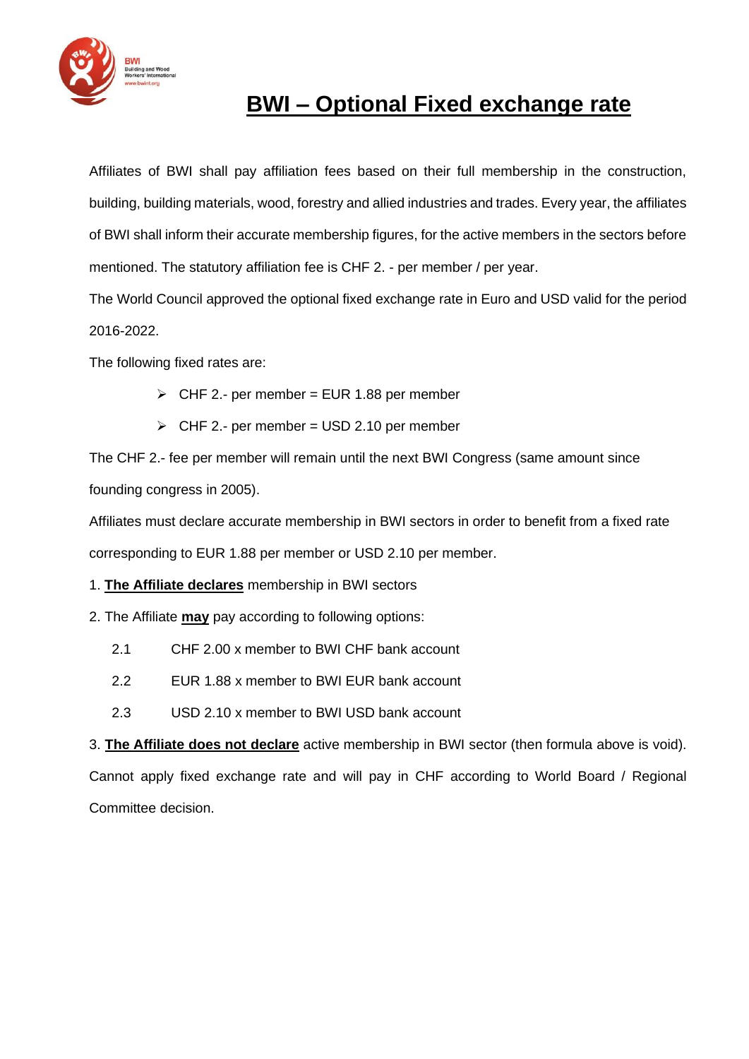# BWI – Optional Fixed exchange rate

Affiliates of BWI shall pay affiliation fees based on their full membership in the construction, building, building materials, wood, forestry and allied industries and trades. Every year, the affiliates of BWI shall inform their accurate membership figures, for the active members in the sectors before mentioned. The statutory affiliation fee is CHF 2. - per member / per year.

The World Council approved the optional fixed exchange rate in Euro and USD valid for the period 2016-2022.

The following fixed rates are:

- CHF 2.- per member = EUR 1.88 per member
- CHF 2.- per member = USD 2.10 per member

The CHF 2.- fee per member will remain until the next BWI Congress (same amount since founding congress in 2005).

Affiliates must declare accurate membership in BWI sectors in order to benefit from a fixed rate corresponding to EUR 1.88 per member or USD 2.10 per member.

1. **The Affiliate declares** membership in BWI sectors

2. The Affiliate **may** pay according to following options:

   2.1 CHF 2.00 x member to BWI CHF bank account

   2.2 EUR 1.88 x member to BWI EUR bank account

   2.3 USD 2.10 x member to BWI USD bank account

3. **The Affiliate does not declare** active membership in BWI sector (then formula above is void). Cannot apply fixed exchange rate and will pay in CHF according to World Board / Regional Committee decision.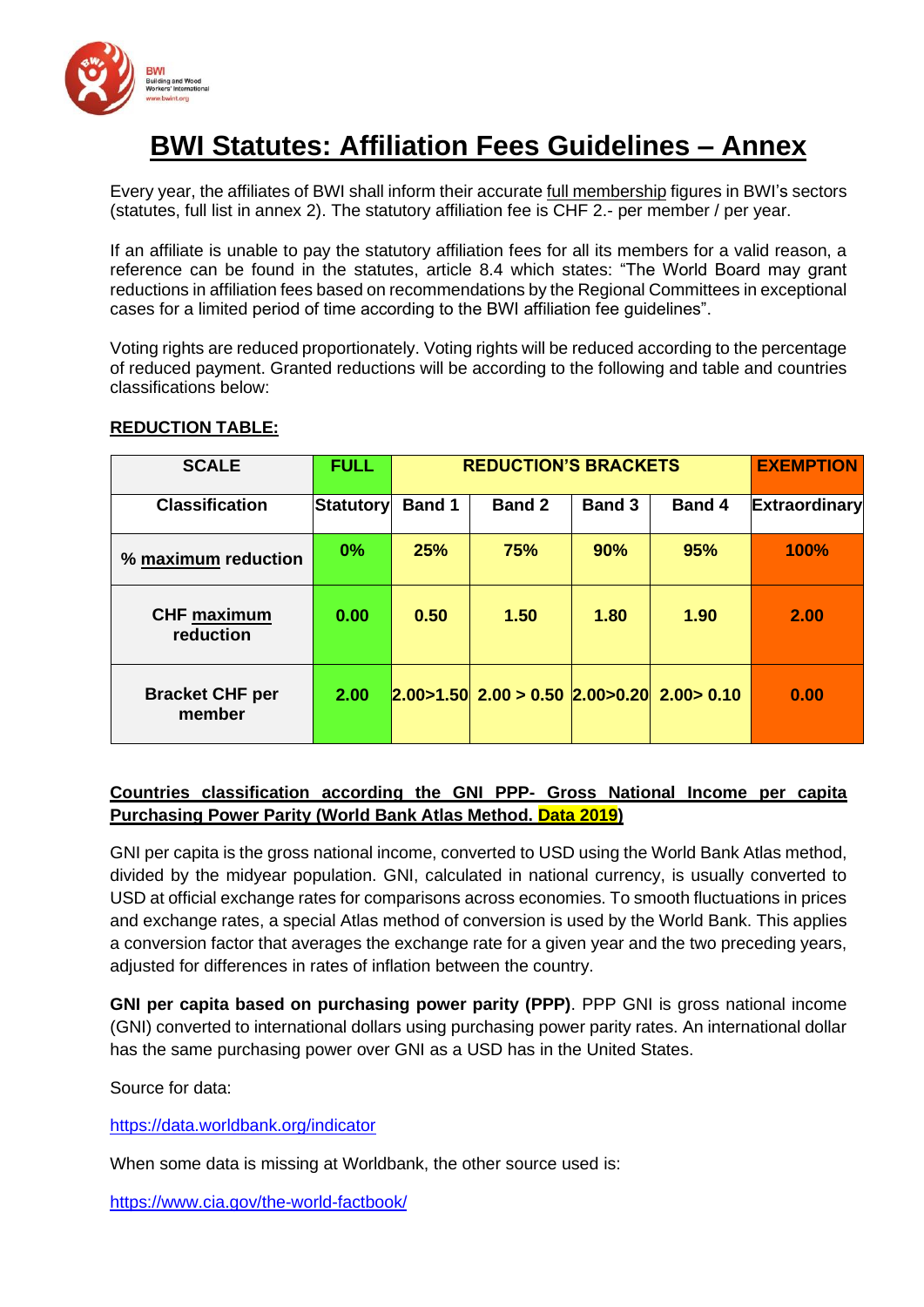# BWI Statutes: Affiliation Fees Guidelines – Annex

Every year, the affiliates of BWI shall inform their accurate full membership figures in BWI's sectors (statutes, full list in annex 2). The statutory affiliation fee is CHF 2.- per member / per year.

If an affiliate is unable to pay the statutory affiliation fees for all its members for a valid reason, a reference can be found in the statutes, article 8.4 which states: "The World Board may grant reductions in affiliation fees based on recommendations by the Regional Committees in exceptional cases for a limited period of time according to the BWI affiliation fee guidelines".

Voting rights are reduced proportionately. Voting rights will be reduced according to the percentage of reduced payment. Granted reductions will be according to the following and table and countries classifications below:

**REDUCTION TABLE:**

| SCALE | FULL | REDUCTION'S BRACKETS | | | | EXEMPTION |
|---|---|---|---|---|---|---|
| **Classification** | **Statutory** | **Band 1** | **Band 2** | **Band 3** | **Band 4** | **Extraordinary** |
| **% maximum reduction** | **0%** | **25%** | **75%** | **90%** | **95%** | **100%** |
| **CHF maximum reduction** | **0.00** | **0.50** | **1.50** | **1.80** | **1.90** | **2.00** |
| **Bracket CHF per member** | **2.00** | **2.00>1.50** | **2.00 > 0.50** | **2.00>0.20** | **2.00> 0.10** | **0.00** |

**Countries classification according the GNI PPP- Gross National Income per capita Purchasing Power Parity (World Bank Atlas Method. Data 2019)**

GNI per capita is the gross national income, converted to USD using the World Bank Atlas method, divided by the midyear population. GNI, calculated in national currency, is usually converted to USD at official exchange rates for comparisons across economies. To smooth fluctuations in prices and exchange rates, a special Atlas method of conversion is used by the World Bank. This applies a conversion factor that averages the exchange rate for a given year and the two preceding years, adjusted for differences in rates of inflation between the country.

**GNI per capita based on purchasing power parity (PPP)**. PPP GNI is gross national income (GNI) converted to international dollars using purchasing power parity rates. An international dollar has the same purchasing power over GNI as a USD has in the United States.

Source for data:

https://data.worldbank.org/indicator

When some data is missing at Worldbank, the other source used is:

https://www.cia.gov/the-world-factbook/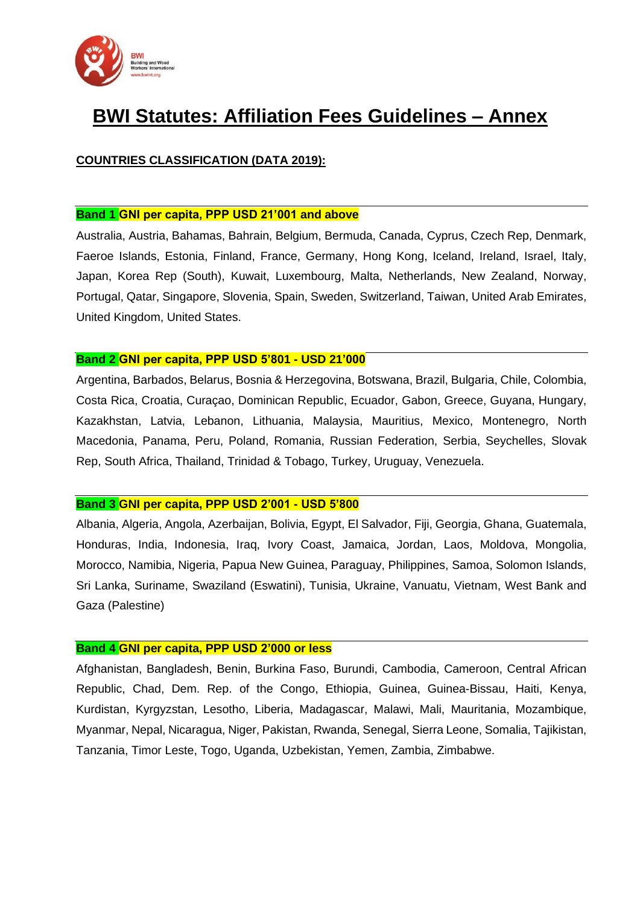# BWI Statutes: Affiliation Fees Guidelines – Annex

**COUNTRIES CLASSIFICATION (DATA 2019):**

**Band 1 GNI per capita, PPP USD 21'001 and above**

Australia, Austria, Bahamas, Bahrain, Belgium, Bermuda, Canada, Cyprus, Czech Rep, Denmark, Faeroe Islands, Estonia, Finland, France, Germany, Hong Kong, Iceland, Ireland, Israel, Italy, Japan, Korea Rep (South), Kuwait, Luxembourg, Malta, Netherlands, New Zealand, Norway, Portugal, Qatar, Singapore, Slovenia, Spain, Sweden, Switzerland, Taiwan, United Arab Emirates, United Kingdom, United States.

**Band 2 GNI per capita, PPP USD 5'801 - USD 21'000**

Argentina, Barbados, Belarus, Bosnia & Herzegovina, Botswana, Brazil, Bulgaria, Chile, Colombia, Costa Rica, Croatia, Curaçao, Dominican Republic, Ecuador, Gabon, Greece, Guyana, Hungary, Kazakhstan, Latvia, Lebanon, Lithuania, Malaysia, Mauritius, Mexico, Montenegro, North Macedonia, Panama, Peru, Poland, Romania, Russian Federation, Serbia, Seychelles, Slovak Rep, South Africa, Thailand, Trinidad & Tobago, Turkey, Uruguay, Venezuela.

**Band 3 GNI per capita, PPP USD 2'001 - USD 5'800**

Albania, Algeria, Angola, Azerbaijan, Bolivia, Egypt, El Salvador, Fiji, Georgia, Ghana, Guatemala, Honduras, India, Indonesia, Iraq, Ivory Coast, Jamaica, Jordan, Laos, Moldova, Mongolia, Morocco, Namibia, Nigeria, Papua New Guinea, Paraguay, Philippines, Samoa, Solomon Islands, Sri Lanka, Suriname, Swaziland (Eswatini), Tunisia, Ukraine, Vanuatu, Vietnam, West Bank and Gaza (Palestine)

**Band 4 GNI per capita, PPP USD 2'000 or less**

Afghanistan, Bangladesh, Benin, Burkina Faso, Burundi, Cambodia, Cameroon, Central African Republic, Chad, Dem. Rep. of the Congo, Ethiopia, Guinea, Guinea-Bissau, Haiti, Kenya, Kurdistan, Kyrgyzstan, Lesotho, Liberia, Madagascar, Malawi, Mali, Mauritania, Mozambique, Myanmar, Nepal, Nicaragua, Niger, Pakistan, Rwanda, Senegal, Sierra Leone, Somalia, Tajikistan, Tanzania, Timor Leste, Togo, Uganda, Uzbekistan, Yemen, Zambia, Zimbabwe.